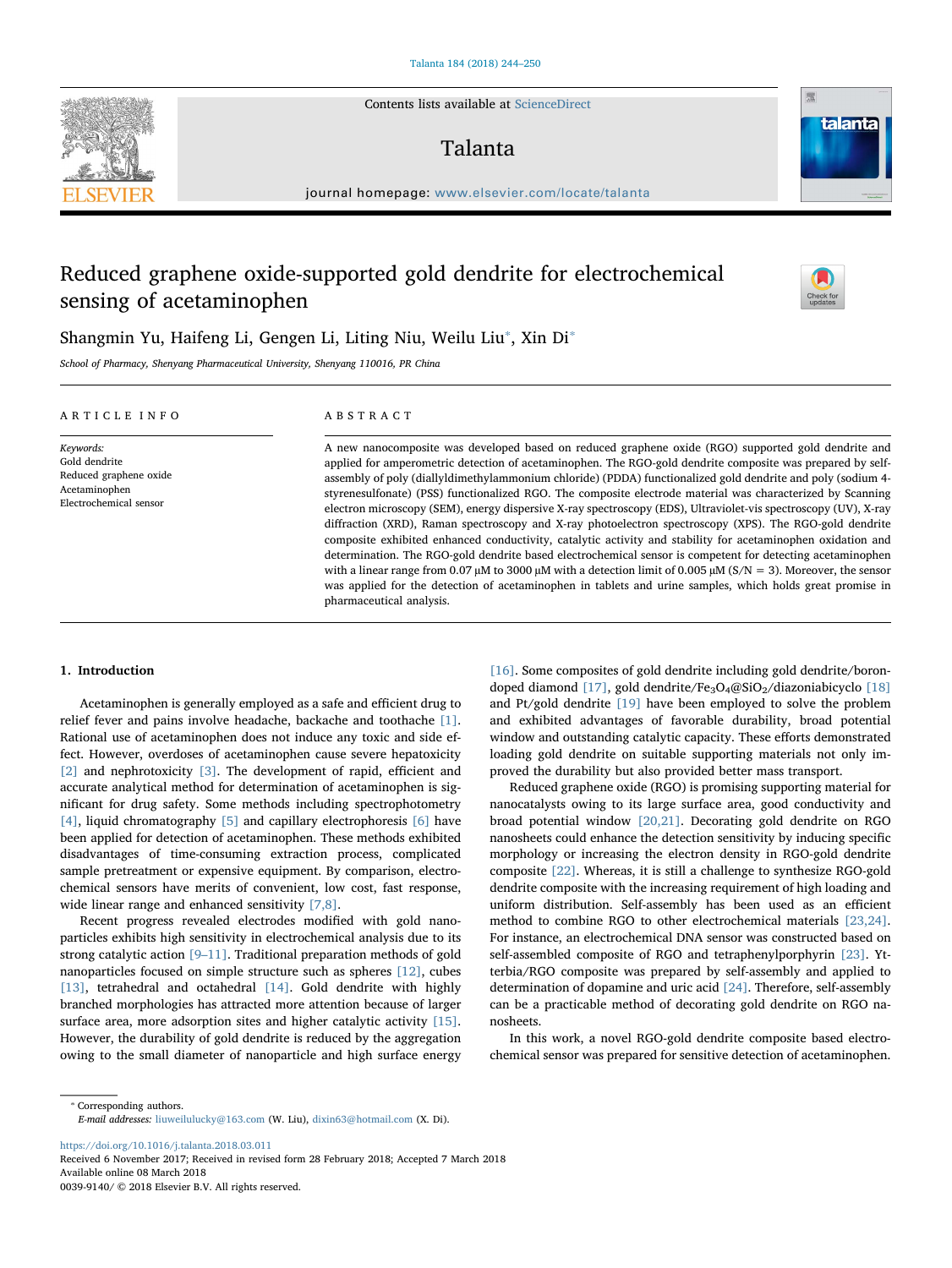# Reduced graphene oxide-supported gold dendrite for electrochemical sensing of acetaminophen

Shangmin Yu, Haifeng Li, Gengen Li, Liting Niu, Weilu Liu*, Xin Di*

*School of Pharmacy, Shenyang Pharmaceutical University, Shenyang 110016, PR China*

## ARTICLE INFO

*Keywords:*
Gold dendrite
Reduced graphene oxide
Acetaminophen
Electrochemical sensor

## ABSTRACT

A new nanocomposite was developed based on reduced graphene oxide (RGO) supported gold dendrite and applied for amperometric detection of acetaminophen. The RGO-gold dendrite composite was prepared by self-assembly of poly (diallyldimethylammonium chloride) (PDDA) functionalized gold dendrite and poly (sodium 4-styrenesulfonate) (PSS) functionalized RGO. The composite electrode material was characterized by Scanning electron microscopy (SEM), energy dispersive X-ray spectroscopy (EDS), Ultraviolet-vis spectroscopy (UV), X-ray diffraction (XRD), Raman spectroscopy and X-ray photoelectron spectroscopy (XPS). The RGO-gold dendrite composite exhibited enhanced conductivity, catalytic activity and stability for acetaminophen oxidation and determination. The RGO-gold dendrite based electrochemical sensor is competent for detecting acetaminophen with a linear range from 0.07 μM to 3000 μM with a detection limit of 0.005 μM (S/N = 3). Moreover, the sensor was applied for the detection of acetaminophen in tablets and urine samples, which holds great promise in pharmaceutical analysis.

## 1. Introduction

Acetaminophen is generally employed as a safe and efficient drug to relief fever and pains involve headache, backache and toothache [1]. Rational use of acetaminophen does not induce any toxic and side effect. However, overdoses of acetaminophen cause severe hepatoxicity [2] and nephrotoxicity [3]. The development of rapid, efficient and accurate analytical method for determination of acetaminophen is significant for drug safety. Some methods including spectrophotometry [4], liquid chromatography [5] and capillary electrophoresis [6] have been applied for detection of acetaminophen. These methods exhibited disadvantages of time-consuming extraction process, complicated sample pretreatment or expensive equipment. By comparison, electrochemical sensors have merits of convenient, low cost, fast response, wide linear range and enhanced sensitivity [7,8].

Recent progress revealed electrodes modified with gold nanoparticles exhibits high sensitivity in electrochemical analysis due to its strong catalytic action [9–11]. Traditional preparation methods of gold nanoparticles focused on simple structure such as spheres [12], cubes [13], tetrahedral and octahedral [14]. Gold dendrite with highly branched morphologies has attracted more attention because of larger surface area, more adsorption sites and higher catalytic activity [15]. However, the durability of gold dendrite is reduced by the aggregation owing to the small diameter of nanoparticle and high surface energy [16]. Some composites of gold dendrite including gold dendrite/boron-doped diamond [17], gold dendrite/$Fe_3O_4$@$SiO_2$/diazoniabicyclo [18] and Pt/gold dendrite [19] have been employed to solve the problem and exhibited advantages of favorable durability, broad potential window and outstanding catalytic capacity. These efforts demonstrated loading gold dendrite on suitable supporting materials not only improved the durability but also provided better mass transport.

Reduced graphene oxide (RGO) is promising supporting material for nanocatalysts owing to its large surface area, good conductivity and broad potential window [20,21]. Decorating gold dendrite on RGO nanosheets could enhance the detection sensitivity by inducing specific morphology or increasing the electron density in RGO-gold dendrite composite [22]. Whereas, it is still a challenge to synthesize RGO-gold dendrite composite with the increasing requirement of high loading and uniform distribution. Self-assembly has been used as an efficient method to combine RGO to other electrochemical materials [23,24]. For instance, an electrochemical DNA sensor was constructed based on self-assembled composite of RGO and tetraphenylporphyrin [23]. Ytterbia/RGO composite was prepared by self-assembly and applied to determination of dopamine and uric acid [24]. Therefore, self-assembly can be a practicable method of decorating gold dendrite on RGO nanosheets.

In this work, a novel RGO-gold dendrite composite based electrochemical sensor was prepared for sensitive detection of acetaminophen.

* Corresponding authors.
*E-mail addresses:* liuweilulucky@163.com (W. Liu), dixin63@hotmail.com (X. Di).

https://doi.org/10.1016/j.talanta.2018.03.011
Received 6 November 2017; Received in revised form 28 February 2018; Accepted 7 March 2018
Available online 08 March 2018
0039-9140/ © 2018 Elsevier B.V. All rights reserved.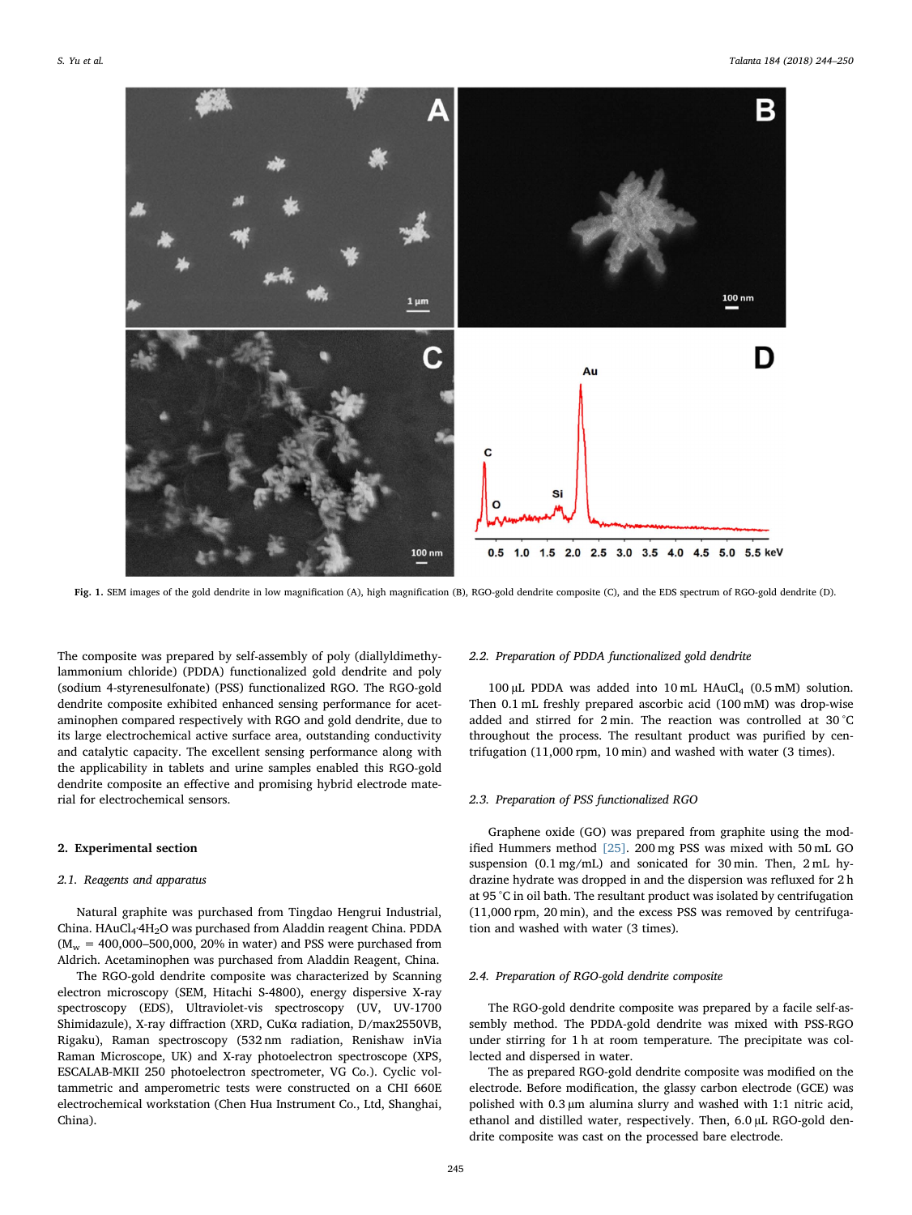Fig. 1. SEM images of the gold dendrite in low magnification (A), high magnification (B), RGO-gold dendrite composite (C), and the EDS spectrum of RGO-gold dendrite (D).

The composite was prepared by self-assembly of poly (diallyldimethylammonium chloride) (PDDA) functionalized gold dendrite and poly (sodium 4-styrenesulfonate) (PSS) functionalized RGO. The RGO-gold dendrite composite exhibited enhanced sensing performance for acetaminophen compared respectively with RGO and gold dendrite, due to its large electrochemical active surface area, outstanding conductivity and catalytic capacity. The excellent sensing performance along with the applicability in tablets and urine samples enabled this RGO-gold dendrite composite an effective and promising hybrid electrode material for electrochemical sensors.

## 2. Experimental section

### 2.1. Reagents and apparatus

Natural graphite was purchased from Tingdao Hengrui Industrial, China. $HAuCl_4 \cdot 4H_2O$ was purchased from Aladdin reagent China. PDDA ($M_w$ = 400,000–500,000, 20% in water) and PSS were purchased from Aldrich. Acetaminophen was purchased from Aladdin Reagent, China.

The RGO-gold dendrite composite was characterized by Scanning electron microscopy (SEM, Hitachi S-4800), energy dispersive X-ray spectroscopy (EDS), Ultraviolet-vis spectroscopy (UV, UV-1700 Shimidazule), X-ray diffraction (XRD, CuKα radiation, D/max2550VB, Rigaku), Raman spectroscopy (532 nm radiation, Renishaw inVia Raman Microscope, UK) and X-ray photoelectron spectroscope (XPS, ESCALAB-MKII 250 photoelectron spectrometer, VG Co.). Cyclic voltammetric and amperometric tests were constructed on a CHI 660E electrochemical workstation (Chen Hua Instrument Co., Ltd, Shanghai, China).

### 2.2. Preparation of PDDA functionalized gold dendrite

100 μL PDDA was added into 10 mL $HAuCl_4$ (0.5 mM) solution. Then 0.1 mL freshly prepared ascorbic acid (100 mM) was drop-wise added and stirred for 2 min. The reaction was controlled at 30 °C throughout the process. The resultant product was purified by centrifugation (11,000 rpm, 10 min) and washed with water (3 times).

### 2.3. Preparation of PSS functionalized RGO

Graphene oxide (GO) was prepared from graphite using the modified Hummers method [25]. 200 mg PSS was mixed with 50 mL GO suspension (0.1 mg/mL) and sonicated for 30 min. Then, 2 mL hydrazine hydrate was dropped in and the dispersion was refluxed for 2 h at 95 °C in oil bath. The resultant product was isolated by centrifugation (11,000 rpm, 20 min), and the excess PSS was removed by centrifugation and washed with water (3 times).

### 2.4. Preparation of RGO-gold dendrite composite

The RGO-gold dendrite composite was prepared by a facile self-assembly method. The PDDA-gold dendrite was mixed with PSS-RGO under stirring for 1 h at room temperature. The precipitate was collected and dispersed in water.

The as prepared RGO-gold dendrite composite was modified on the electrode. Before modification, the glassy carbon electrode (GCE) was polished with 0.3 μm alumina slurry and washed with 1:1 nitric acid, ethanol and distilled water, respectively. Then, 6.0 μL RGO-gold dendrite composite was cast on the processed bare electrode.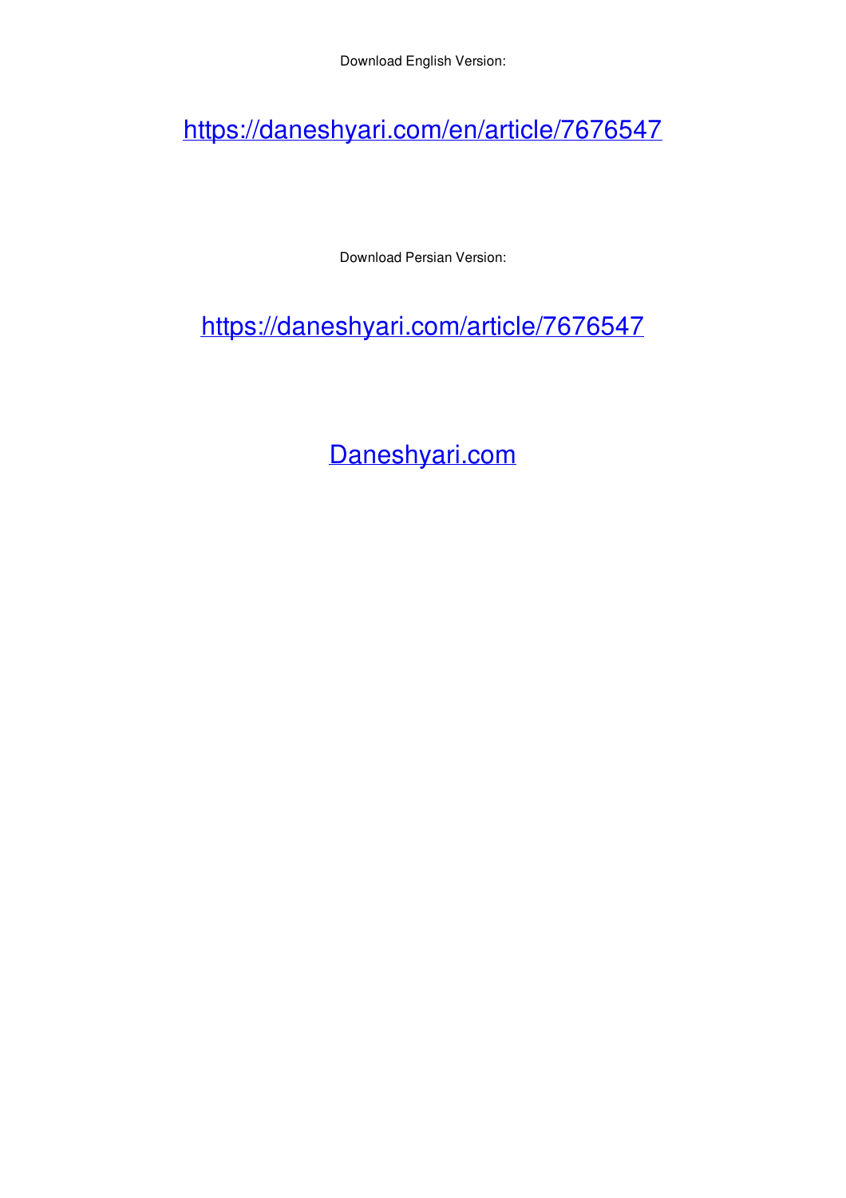Download English Version:

[https://daneshyari.com/en/article/7676547](https://daneshyari.com/en/article/7676547)

Download Persian Version:

[https://daneshyari.com/article/7676547](https://daneshyari.com/article/7676547)

[Daneshyari.com](https://daneshyari.com)